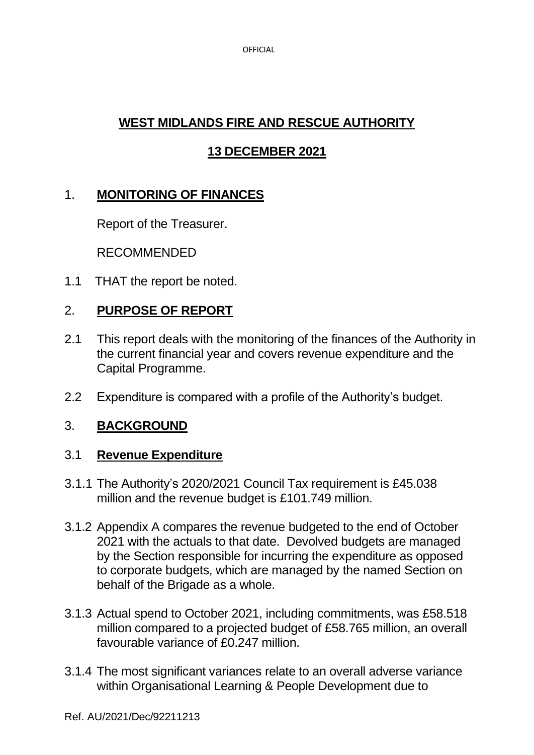# WEST MIDLANDS FIRE AND RESCUE AUTHORITY

## 13 DECEMBER 2021

## 1. MONITORING OF FINANCES

Report of the Treasurer.

RECOMMENDED

1.1 THAT the report be noted.

## 2. PURPOSE OF REPORT

2.1 This report deals with the monitoring of the finances of the Authority in the current financial year and covers revenue expenditure and the Capital Programme.

2.2 Expenditure is compared with a profile of the Authority's budget.

## 3. BACKGROUND

### 3.1 Revenue Expenditure

3.1.1 The Authority's 2020/2021 Council Tax requirement is £45.038 million and the revenue budget is £101.749 million.

3.1.2 Appendix A compares the revenue budgeted to the end of October 2021 with the actuals to that date. Devolved budgets are managed by the Section responsible for incurring the expenditure as opposed to corporate budgets, which are managed by the named Section on behalf of the Brigade as a whole.

3.1.3 Actual spend to October 2021, including commitments, was £58.518 million compared to a projected budget of £58.765 million, an overall favourable variance of £0.247 million.

3.1.4 The most significant variances relate to an overall adverse variance within Organisational Learning & People Development due to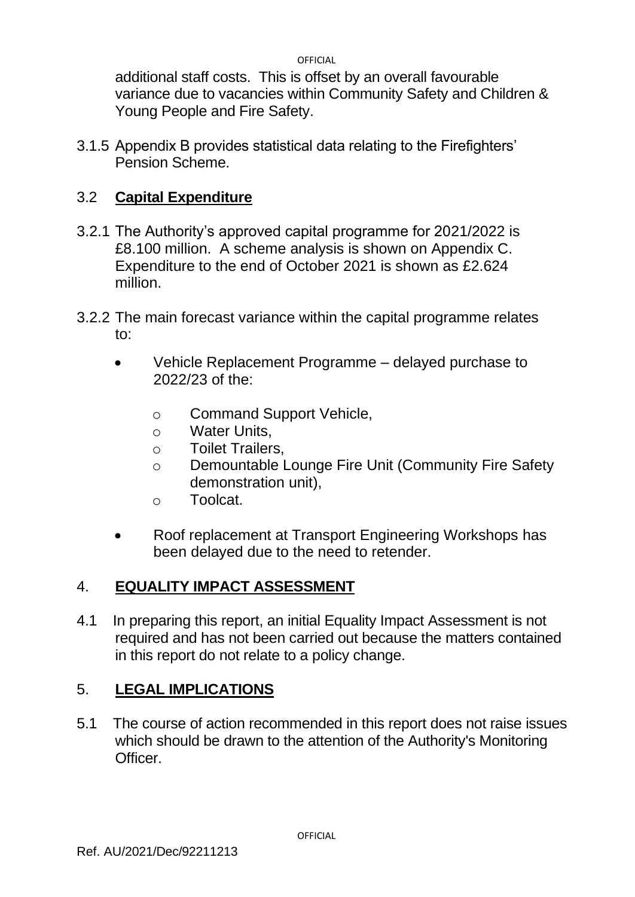additional staff costs. This is offset by an overall favourable variance due to vacancies within Community Safety and Children & Young People and Fire Safety.

3.1.5 Appendix B provides statistical data relating to the Firefighters' Pension Scheme.

## 3.2 **Capital Expenditure**

3.2.1 The Authority's approved capital programme for 2021/2022 is £8.100 million. A scheme analysis is shown on Appendix C. Expenditure to the end of October 2021 is shown as £2.624 million.

3.2.2 The main forecast variance within the capital programme relates to:

- Vehicle Replacement Programme – delayed purchase to 2022/23 of the:
  - Command Support Vehicle,
  - Water Units,
  - Toilet Trailers,
  - Demountable Lounge Fire Unit (Community Fire Safety demonstration unit),
  - Toolcat.
- Roof replacement at Transport Engineering Workshops has been delayed due to the need to retender.

## 4. **EQUALITY IMPACT ASSESSMENT**

4.1 In preparing this report, an initial Equality Impact Assessment is not required and has not been carried out because the matters contained in this report do not relate to a policy change.

## 5. **LEGAL IMPLICATIONS**

5.1 The course of action recommended in this report does not raise issues which should be drawn to the attention of the Authority's Monitoring Officer.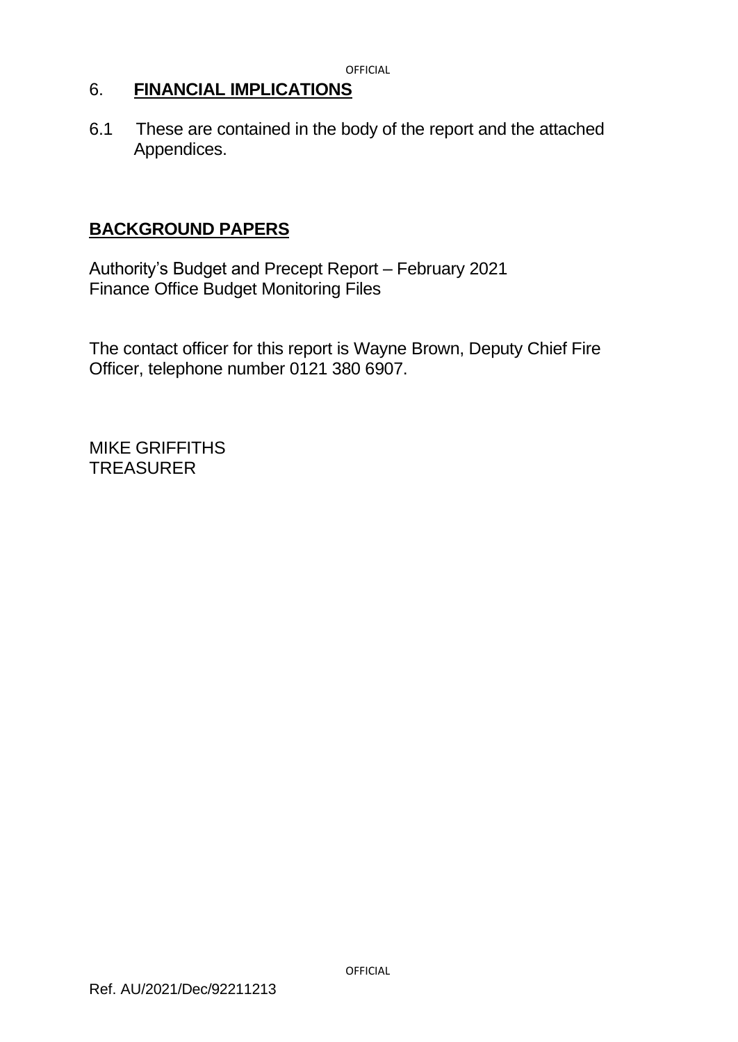## 6. **FINANCIAL IMPLICATIONS**

6.1 These are contained in the body of the report and the attached Appendices.

## **BACKGROUND PAPERS**

Authority's Budget and Precept Report – February 2021
Finance Office Budget Monitoring Files

The contact officer for this report is Wayne Brown, Deputy Chief Fire Officer, telephone number 0121 380 6907.

MIKE GRIFFITHS
TREASURER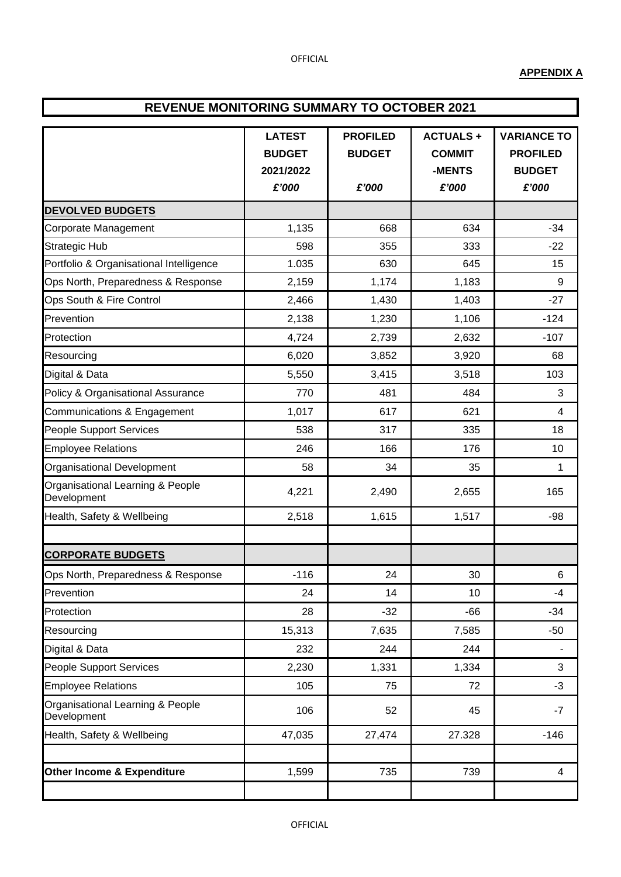**APPENDIX A**

## REVENUE MONITORING SUMMARY TO OCTOBER 2021

| | LATEST BUDGET 2021/2022 *£'000* | PROFILED BUDGET *£'000* | ACTUALS + COMMIT -MENTS *£'000* | VARIANCE TO PROFILED BUDGET *£'000* |
|---|---|---|---|---|
| **DEVOLVED BUDGETS** | | | | |
| Corporate Management | 1,135 | 668 | 634 | -34 |
| Strategic Hub | 598 | 355 | 333 | -22 |
| Portfolio & Organisational Intelligence | 1.035 | 630 | 645 | 15 |
| Ops North, Preparedness & Response | 2,159 | 1,174 | 1,183 | 9 |
| Ops South & Fire Control | 2,466 | 1,430 | 1,403 | -27 |
| Prevention | 2,138 | 1,230 | 1,106 | -124 |
| Protection | 4,724 | 2,739 | 2,632 | -107 |
| Resourcing | 6,020 | 3,852 | 3,920 | 68 |
| Digital & Data | 5,550 | 3,415 | 3,518 | 103 |
| Policy & Organisational Assurance | 770 | 481 | 484 | 3 |
| Communications & Engagement | 1,017 | 617 | 621 | 4 |
| People Support Services | 538 | 317 | 335 | 18 |
| Employee Relations | 246 | 166 | 176 | 10 |
| Organisational Development | 58 | 34 | 35 | 1 |
| Organisational Learning & People Development | 4,221 | 2,490 | 2,655 | 165 |
| Health, Safety & Wellbeing | 2,518 | 1,615 | 1,517 | -98 |
| | | | | |
| **CORPORATE BUDGETS** | | | | |
| Ops North, Preparedness & Response | -116 | 24 | 30 | 6 |
| Prevention | 24 | 14 | 10 | -4 |
| Protection | 28 | -32 | -66 | -34 |
| Resourcing | 15,313 | 7,635 | 7,585 | -50 |
| Digital & Data | 232 | 244 | 244 | - |
| People Support Services | 2,230 | 1,331 | 1,334 | 3 |
| Employee Relations | 105 | 75 | 72 | -3 |
| Organisational Learning & People Development | 106 | 52 | 45 | -7 |
| Health, Safety & Wellbeing | 47,035 | 27,474 | 27.328 | -146 |
| | | | | |
| **Other Income & Expenditure** | 1,599 | 735 | 739 | 4 |
| | | | | |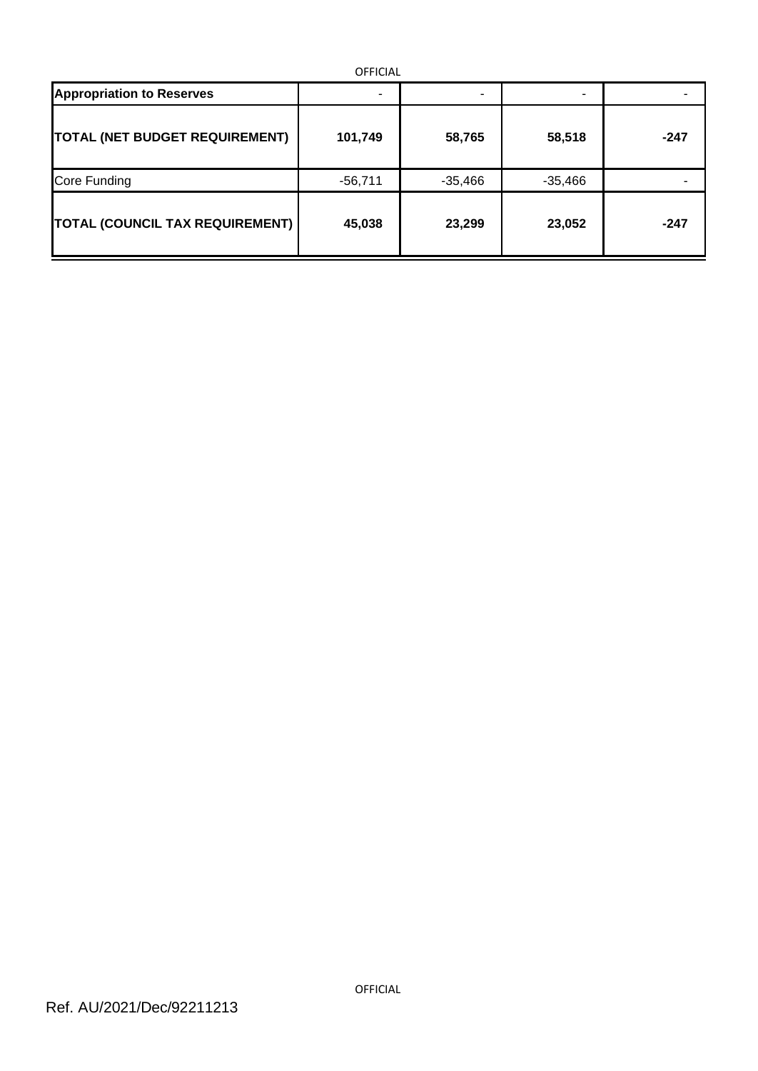| | | | | |
|---|---|---|---|---|
| **Appropriation to Reserves** | - | - | - | - |
| **TOTAL (NET BUDGET REQUIREMENT)** | **101,749** | **58,765** | **58,518** | **-247** |
| Core Funding | -56,711 | -35,466 | -35,466 | - |
| **TOTAL (COUNCIL TAX REQUIREMENT)** | **45,038** | **23,299** | **23,052** | **-247** |

Ref. AU/2021/Dec/92211213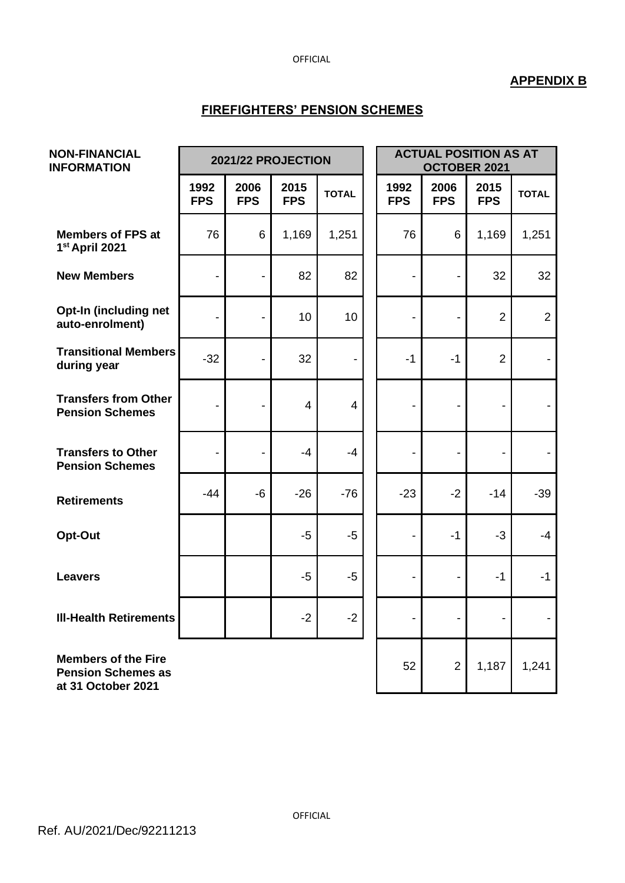**APPENDIX B**

## FIREFIGHTERS' PENSION SCHEMES

| NON-FINANCIAL INFORMATION | 2021/22 PROJECTION | | | | ACTUAL POSITION AS AT OCTOBER 2021 | | | |
|---|---|---|---|---|---|---|---|---|
| | 1992 FPS | 2006 FPS | 2015 FPS | TOTAL | 1992 FPS | 2006 FPS | 2015 FPS | TOTAL |
| **Members of FPS at 1st April 2021** | 76 | 6 | 1,169 | 1,251 | 76 | 6 | 1,169 | 1,251 |
| **New Members** | - | - | 82 | 82 | - | - | 32 | 32 |
| **Opt-In (including net auto-enrolment)** | - | - | 10 | 10 | - | - | 2 | 2 |
| **Transitional Members during year** | -32 | - | 32 | - | -1 | -1 | 2 | - |
| **Transfers from Other Pension Schemes** | - | - | 4 | 4 | - | - | - | - |
| **Transfers to Other Pension Schemes** | - | - | -4 | -4 | - | - | - | - |
| **Retirements** | -44 | -6 | -26 | -76 | -23 | -2 | -14 | -39 |
| **Opt-Out** | | | -5 | -5 | - | -1 | -3 | -4 |
| **Leavers** | | | -5 | -5 | - | - | -1 | -1 |
| **Ill-Health Retirements** | | | -2 | -2 | - | - | - | - |
| **Members of the Fire Pension Schemes as at 31 October 2021** | | | | | 52 | 2 | 1,187 | 1,241 |

Ref. AU/2021/Dec/92211213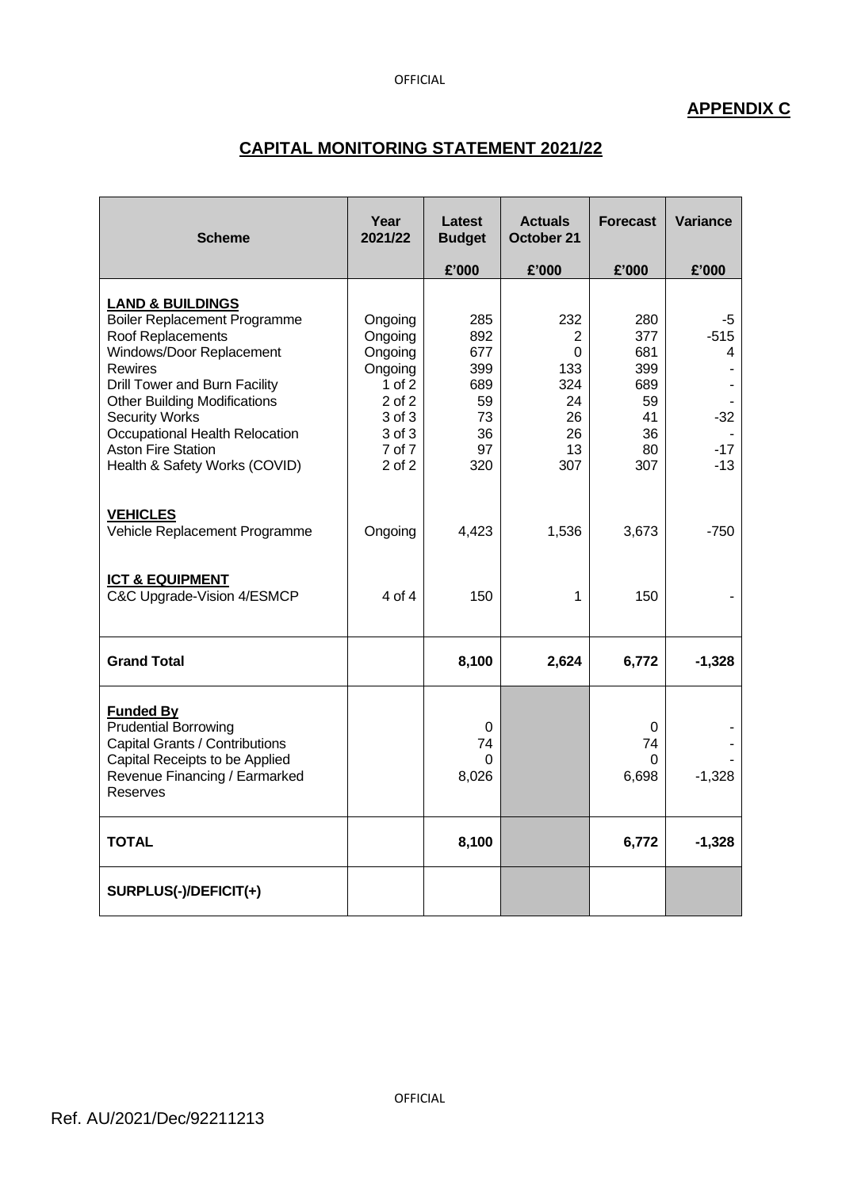**APPENDIX C**

## CAPITAL MONITORING STATEMENT 2021/22

| Scheme | Year 2021/22 | Latest Budget £'000 | Actuals October 21 £'000 | Forecast £'000 | Variance £'000 |
|---|---|---|---|---|---|
| **LAND & BUILDINGS** | | | | | |
| Boiler Replacement Programme | Ongoing | 285 | 232 | 280 | -5 |
| Roof Replacements | Ongoing | 892 | 2 | 377 | -515 |
| Windows/Door Replacement | Ongoing | 677 | 0 | 681 | 4 |
| Rewires | Ongoing | 399 | 133 | 399 | - |
| Drill Tower and Burn Facility | 1 of 2 | 689 | 324 | 689 | - |
| Other Building Modifications | 2 of 2 | 59 | 24 | 59 | - |
| Security Works | 3 of 3 | 73 | 26 | 41 | -32 |
| Occupational Health Relocation | 3 of 3 | 36 | 26 | 36 | - |
| Aston Fire Station | 7 of 7 | 97 | 13 | 80 | -17 |
| Health & Safety Works (COVID) | 2 of 2 | 320 | 307 | 307 | -13 |
| **VEHICLES** | | | | | |
| Vehicle Replacement Programme | Ongoing | 4,423 | 1,536 | 3,673 | -750 |
| **ICT & EQUIPMENT** | | | | | |
| C&C Upgrade-Vision 4/ESMCP | 4 of 4 | 150 | 1 | 150 | - |
| **Grand Total** | | **8,100** | **2,624** | **6,772** | **-1,328** |
| **Funded By** | | | | | |
| Prudential Borrowing | | 0 | | 0 | - |
| Capital Grants / Contributions | | 74 | | 74 | - |
| Capital Receipts to be Applied | | 0 | | 0 | - |
| Revenue Financing / Earmarked Reserves | | 8,026 | | 6,698 | -1,328 |
| **TOTAL** | | **8,100** | | **6,772** | **-1,328** |
| **SURPLUS(-)/DEFICIT(+)** | | | | | |

Ref. AU/2021/Dec/92211213